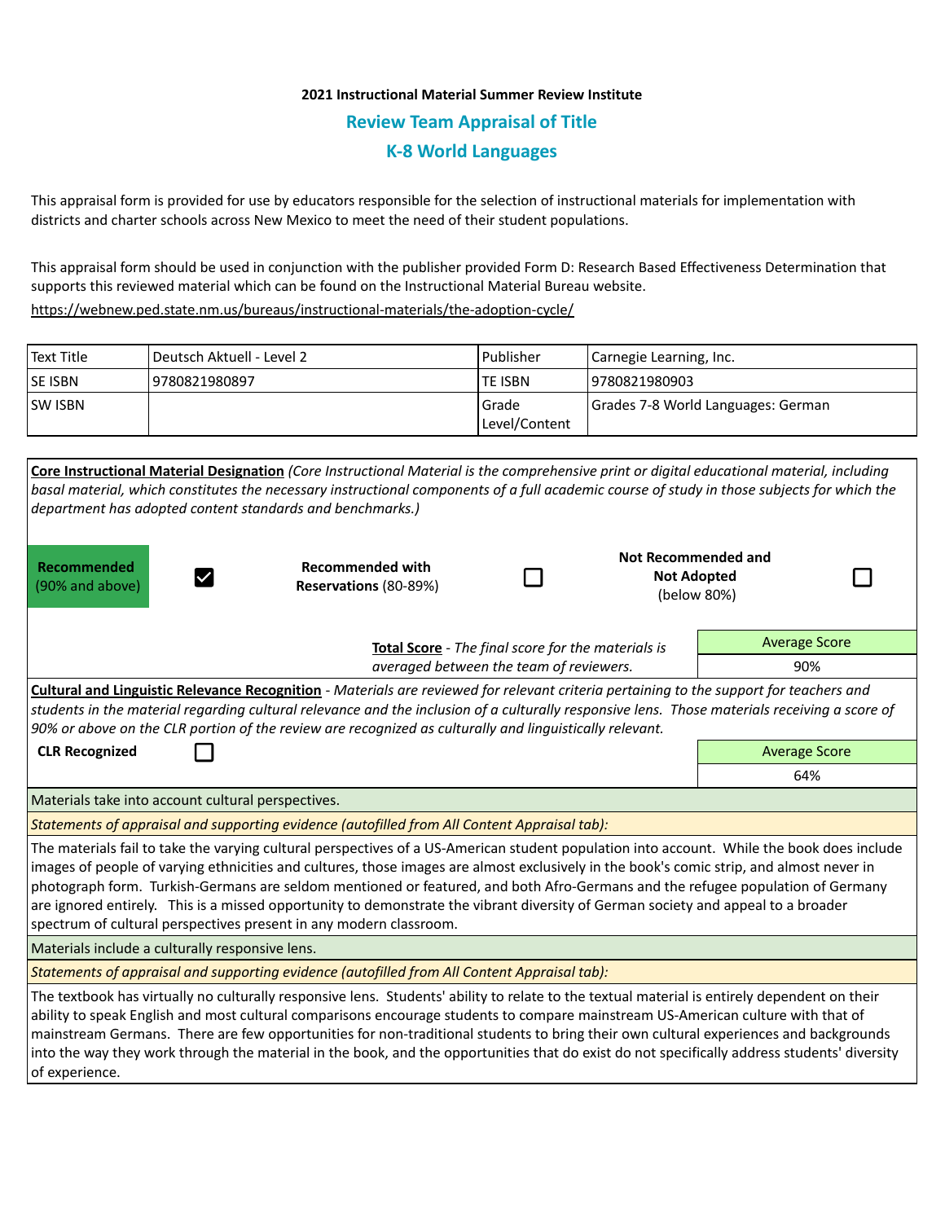**2021 Instructional Material Summer Review Institute**

## Review Team Appraisal of Title

## K-8 World Languages

This appraisal form is provided for use by educators responsible for the selection of instructional materials for implementation with districts and charter schools across New Mexico to meet the need of their student populations.

This appraisal form should be used in conjunction with the publisher provided Form D: Research Based Effectiveness Determination that supports this reviewed material which can be found on the Instructional Material Bureau website.

https://webnew.ped.state.nm.us/bureaus/instructional-materials/the-adoption-cycle/

| Text Title | Deutsch Aktuell - Level 2 | Publisher | Carnegie Learning, Inc. |
|---|---|---|---|
| SE ISBN | 9780821980897 | TE ISBN | 9780821980903 |
| SW ISBN | | Grade Level/Content | Grades 7-8 World Languages: German |

**Core Instructional Material Designation** *(Core Instructional Material is the comprehensive print or digital educational material, including basal material, which constitutes the necessary instructional components of a full academic course of study in those subjects for which the department has adopted content standards and benchmarks.)*

| **Recommended** (90% and above) | ☑ | **Recommended with Reservations** (80-89%) | ☐ | **Not Recommended and Not Adopted** (below 80%) | ☐ |
|---|---|---|---|---|---|

**Total Score** - *The final score for the materials is averaged between the team of reviewers.*

| Average Score |
|---|
| 90% |

**Cultural and Linguistic Relevance Recognition** - *Materials are reviewed for relevant criteria pertaining to the support for teachers and students in the material regarding cultural relevance and the inclusion of a culturally responsive lens. Those materials receiving a score of 90% or above on the CLR portion of the review are recognized as culturally and linguistically relevant.*

**CLR Recognized** ☐

| Average Score |
|---|
| 64% |

Materials take into account cultural perspectives.

*Statements of appraisal and supporting evidence (autofilled from All Content Appraisal tab):*

The materials fail to take the varying cultural perspectives of a US-American student population into account. While the book does include images of people of varying ethnicities and cultures, those images are almost exclusively in the book's comic strip, and almost never in photograph form. Turkish-Germans are seldom mentioned or featured, and both Afro-Germans and the refugee population of Germany are ignored entirely. This is a missed opportunity to demonstrate the vibrant diversity of German society and appeal to a broader spectrum of cultural perspectives present in any modern classroom.

Materials include a culturally responsive lens.

*Statements of appraisal and supporting evidence (autofilled from All Content Appraisal tab):*

The textbook has virtually no culturally responsive lens. Students' ability to relate to the textual material is entirely dependent on their ability to speak English and most cultural comparisons encourage students to compare mainstream US-American culture with that of mainstream Germans. There are few opportunities for non-traditional students to bring their own cultural experiences and backgrounds into the way they work through the material in the book, and the opportunities that do exist do not specifically address students' diversity of experience.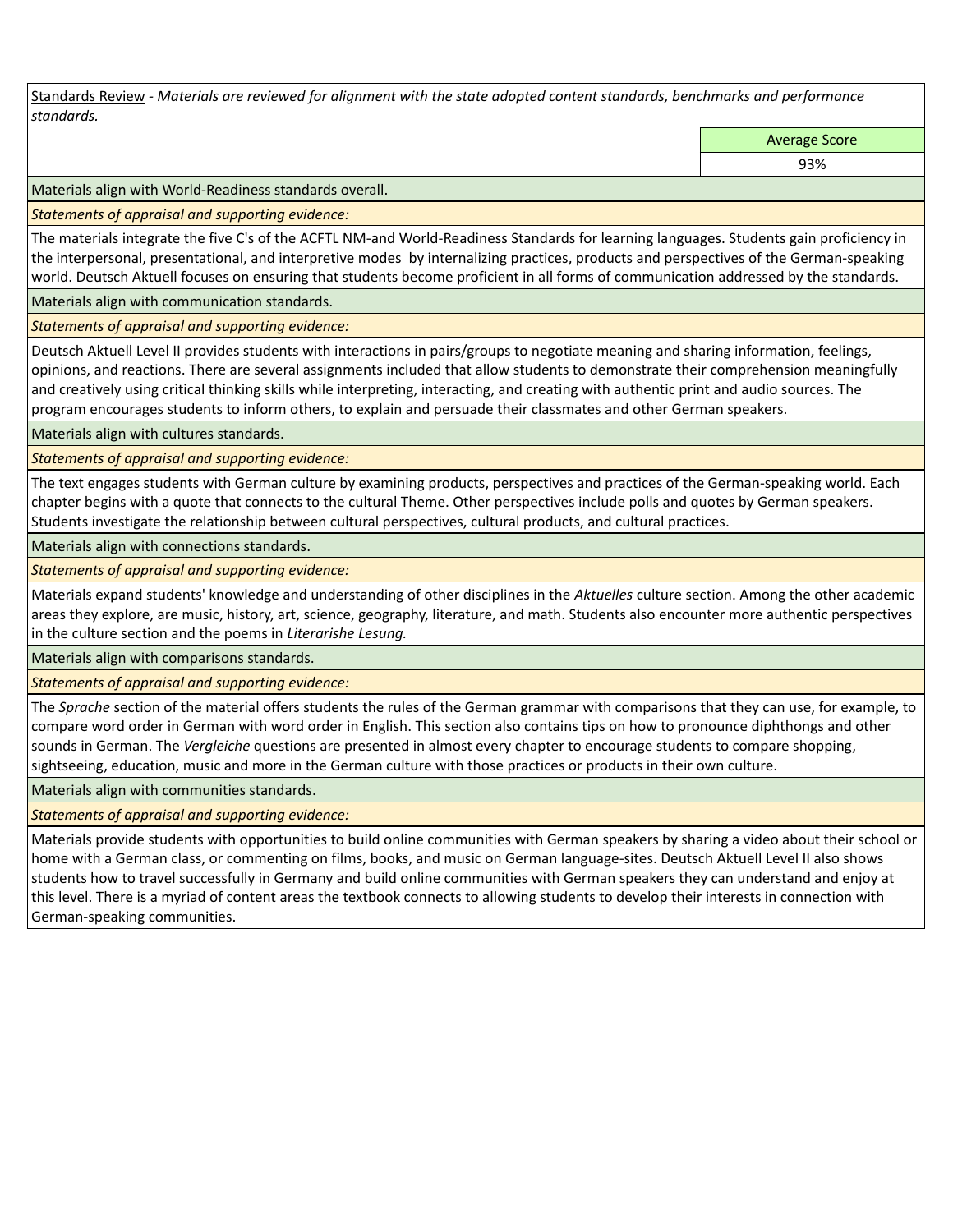Standards Review - *Materials are reviewed for alignment with the state adopted content standards, benchmarks and performance standards.*

| | Average Score |
|---|---|
| | 93% |

Materials align with World-Readiness standards overall.

*Statements of appraisal and supporting evidence:*

The materials integrate the five C's of the ACFTL NM-and World-Readiness Standards for learning languages. Students gain proficiency in the interpersonal, presentational, and interpretive modes by internalizing practices, products and perspectives of the German-speaking world. Deutsch Aktuell focuses on ensuring that students become proficient in all forms of communication addressed by the standards.

Materials align with communication standards.

*Statements of appraisal and supporting evidence:*

Deutsch Aktuell Level II provides students with interactions in pairs/groups to negotiate meaning and sharing information, feelings, opinions, and reactions. There are several assignments included that allow students to demonstrate their comprehension meaningfully and creatively using critical thinking skills while interpreting, interacting, and creating with authentic print and audio sources. The program encourages students to inform others, to explain and persuade their classmates and other German speakers.

Materials align with cultures standards.

*Statements of appraisal and supporting evidence:*

The text engages students with German culture by examining products, perspectives and practices of the German-speaking world. Each chapter begins with a quote that connects to the cultural Theme. Other perspectives include polls and quotes by German speakers. Students investigate the relationship between cultural perspectives, cultural products, and cultural practices.

Materials align with connections standards.

*Statements of appraisal and supporting evidence:*

Materials expand students' knowledge and understanding of other disciplines in the *Aktuelles* culture section. Among the other academic areas they explore, are music, history, art, science, geography, literature, and math. Students also encounter more authentic perspectives in the culture section and the poems in *Literarishe Lesung.*

Materials align with comparisons standards.

*Statements of appraisal and supporting evidence:*

The *Sprache* section of the material offers students the rules of the German grammar with comparisons that they can use, for example, to compare word order in German with word order in English. This section also contains tips on how to pronounce diphthongs and other sounds in German. The *Vergleiche* questions are presented in almost every chapter to encourage students to compare shopping, sightseeing, education, music and more in the German culture with those practices or products in their own culture.

Materials align with communities standards.

*Statements of appraisal and supporting evidence:*

Materials provide students with opportunities to build online communities with German speakers by sharing a video about their school or home with a German class, or commenting on films, books, and music on German language-sites. Deutsch Aktuell Level II also shows students how to travel successfully in Germany and build online communities with German speakers they can understand and enjoy at this level. There is a myriad of content areas the textbook connects to allowing students to develop their interests in connection with German-speaking communities.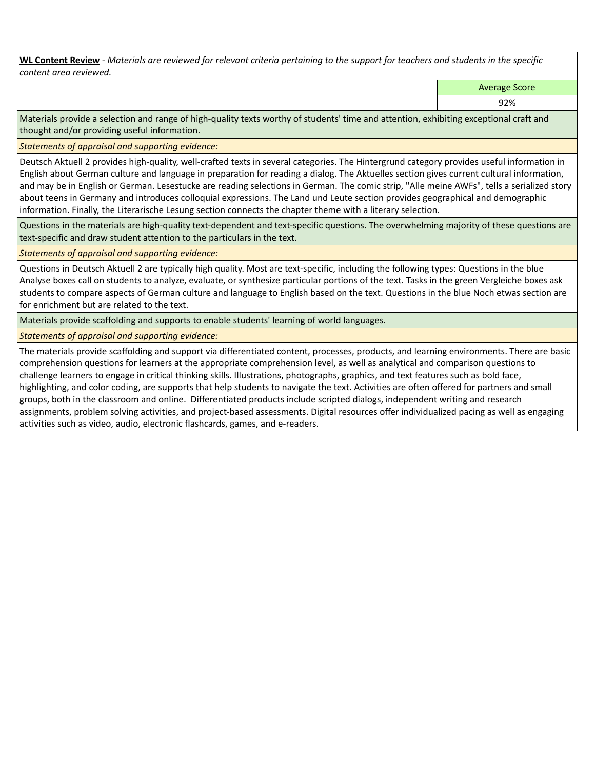**WL Content Review** - *Materials are reviewed for relevant criteria pertaining to the support for teachers and students in the specific content area reviewed.*

| | Average Score |
|---|---|
| | 92% |

Materials provide a selection and range of high-quality texts worthy of students' time and attention, exhibiting exceptional craft and thought and/or providing useful information.

*Statements of appraisal and supporting evidence:*

Deutsch Aktuell 2 provides high-quality, well-crafted texts in several categories. The Hintergrund category provides useful information in English about German culture and language in preparation for reading a dialog. The Aktuelles section gives current cultural information, and may be in English or German. Lesestucke are reading selections in German. The comic strip, "Alle meine AWFs", tells a serialized story about teens in Germany and introduces colloquial expressions. The Land und Leute section provides geographical and demographic information. Finally, the Literarische Lesung section connects the chapter theme with a literary selection.

Questions in the materials are high-quality text-dependent and text-specific questions. The overwhelming majority of these questions are text-specific and draw student attention to the particulars in the text.

*Statements of appraisal and supporting evidence:*

Questions in Deutsch Aktuell 2 are typically high quality. Most are text-specific, including the following types: Questions in the blue Analyse boxes call on students to analyze, evaluate, or synthesize particular portions of the text. Tasks in the green Vergleiche boxes ask students to compare aspects of German culture and language to English based on the text. Questions in the blue Noch etwas section are for enrichment but are related to the text.

Materials provide scaffolding and supports to enable students' learning of world languages.

*Statements of appraisal and supporting evidence:*

The materials provide scaffolding and support via differentiated content, processes, products, and learning environments. There are basic comprehension questions for learners at the appropriate comprehension level, as well as analytical and comparison questions to challenge learners to engage in critical thinking skills. Illustrations, photographs, graphics, and text features such as bold face, highlighting, and color coding, are supports that help students to navigate the text. Activities are often offered for partners and small groups, both in the classroom and online. Differentiated products include scripted dialogs, independent writing and research assignments, problem solving activities, and project-based assessments. Digital resources offer individualized pacing as well as engaging activities such as video, audio, electronic flashcards, games, and e-readers.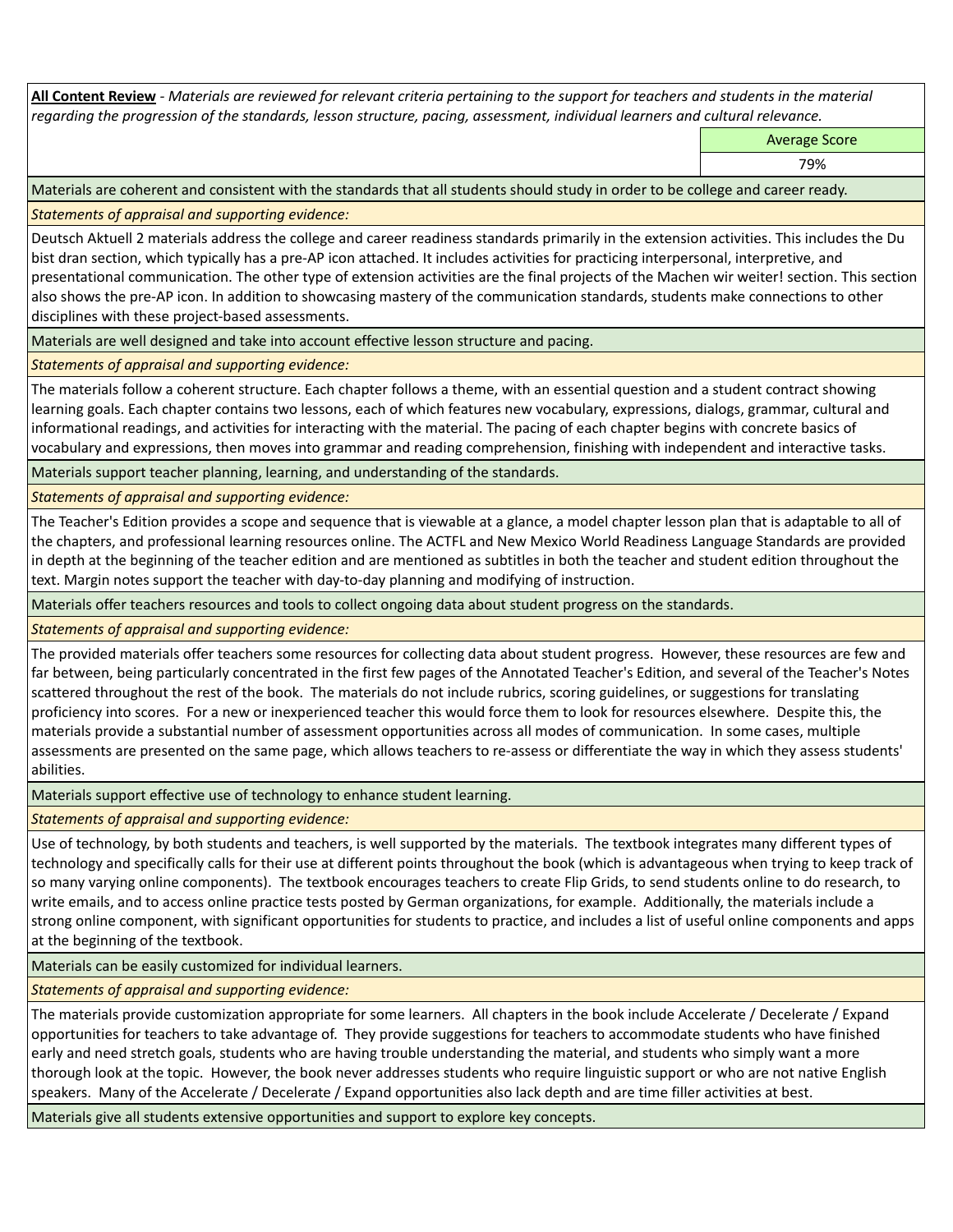**All Content Review** - *Materials are reviewed for relevant criteria pertaining to the support for teachers and students in the material regarding the progression of the standards, lesson structure, pacing, assessment, individual learners and cultural relevance.*

| | Average Score |
|---|---|
| | 79% |

**Materials are coherent and consistent with the standards that all students should study in order to be college and career ready.**

*Statements of appraisal and supporting evidence:*

Deutsch Aktuell 2 materials address the college and career readiness standards primarily in the extension activities. This includes the Du bist dran section, which typically has a pre-AP icon attached. It includes activities for practicing interpersonal, interpretive, and presentational communication. The other type of extension activities are the final projects of the Machen wir weiter! section. This section also shows the pre-AP icon. In addition to showcasing mastery of the communication standards, students make connections to other disciplines with these project-based assessments.

**Materials are well designed and take into account effective lesson structure and pacing.**

*Statements of appraisal and supporting evidence:*

The materials follow a coherent structure. Each chapter follows a theme, with an essential question and a student contract showing learning goals. Each chapter contains two lessons, each of which features new vocabulary, expressions, dialogs, grammar, cultural and informational readings, and activities for interacting with the material. The pacing of each chapter begins with concrete basics of vocabulary and expressions, then moves into grammar and reading comprehension, finishing with independent and interactive tasks.

**Materials support teacher planning, learning, and understanding of the standards.**

*Statements of appraisal and supporting evidence:*

The Teacher's Edition provides a scope and sequence that is viewable at a glance, a model chapter lesson plan that is adaptable to all of the chapters, and professional learning resources online. The ACTFL and New Mexico World Readiness Language Standards are provided in depth at the beginning of the teacher edition and are mentioned as subtitles in both the teacher and student edition throughout the text. Margin notes support the teacher with day-to-day planning and modifying of instruction.

**Materials offer teachers resources and tools to collect ongoing data about student progress on the standards.**

*Statements of appraisal and supporting evidence:*

The provided materials offer teachers some resources for collecting data about student progress. However, these resources are few and far between, being particularly concentrated in the first few pages of the Annotated Teacher's Edition, and several of the Teacher's Notes scattered throughout the rest of the book. The materials do not include rubrics, scoring guidelines, or suggestions for translating proficiency into scores. For a new or inexperienced teacher this would force them to look for resources elsewhere. Despite this, the materials provide a substantial number of assessment opportunities across all modes of communication. In some cases, multiple assessments are presented on the same page, which allows teachers to re-assess or differentiate the way in which they assess students' abilities.

**Materials support effective use of technology to enhance student learning.**

*Statements of appraisal and supporting evidence:*

Use of technology, by both students and teachers, is well supported by the materials. The textbook integrates many different types of technology and specifically calls for their use at different points throughout the book (which is advantageous when trying to keep track of so many varying online components). The textbook encourages teachers to create Flip Grids, to send students online to do research, to write emails, and to access online practice tests posted by German organizations, for example. Additionally, the materials include a strong online component, with significant opportunities for students to practice, and includes a list of useful online components and apps at the beginning of the textbook.

**Materials can be easily customized for individual learners.**

*Statements of appraisal and supporting evidence:*

The materials provide customization appropriate for some learners. All chapters in the book include Accelerate / Decelerate / Expand opportunities for teachers to take advantage of. They provide suggestions for teachers to accommodate students who have finished early and need stretch goals, students who are having trouble understanding the material, and students who simply want a more thorough look at the topic. However, the book never addresses students who require linguistic support or who are not native English speakers. Many of the Accelerate / Decelerate / Expand opportunities also lack depth and are time filler activities at best.

**Materials give all students extensive opportunities and support to explore key concepts.**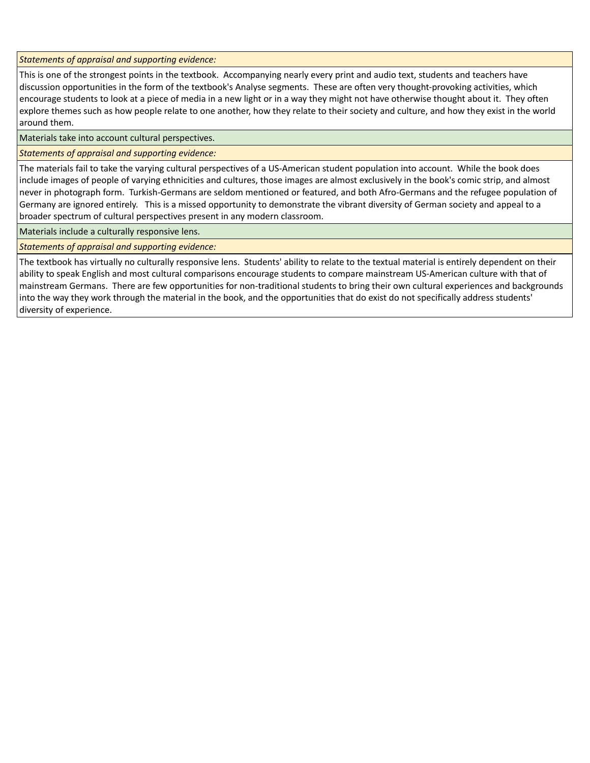*Statements of appraisal and supporting evidence:*

This is one of the strongest points in the textbook. Accompanying nearly every print and audio text, students and teachers have discussion opportunities in the form of the textbook's Analyse segments. These are often very thought-provoking activities, which encourage students to look at a piece of media in a new light or in a way they might not have otherwise thought about it. They often explore themes such as how people relate to one another, how they relate to their society and culture, and how they exist in the world around them.

Materials take into account cultural perspectives.

*Statements of appraisal and supporting evidence:*

The materials fail to take the varying cultural perspectives of a US-American student population into account. While the book does include images of people of varying ethnicities and cultures, those images are almost exclusively in the book's comic strip, and almost never in photograph form. Turkish-Germans are seldom mentioned or featured, and both Afro-Germans and the refugee population of Germany are ignored entirely. This is a missed opportunity to demonstrate the vibrant diversity of German society and appeal to a broader spectrum of cultural perspectives present in any modern classroom.

Materials include a culturally responsive lens.

*Statements of appraisal and supporting evidence:*

The textbook has virtually no culturally responsive lens. Students' ability to relate to the textual material is entirely dependent on their ability to speak English and most cultural comparisons encourage students to compare mainstream US-American culture with that of mainstream Germans. There are few opportunities for non-traditional students to bring their own cultural experiences and backgrounds into the way they work through the material in the book, and the opportunities that do exist do not specifically address students' diversity of experience.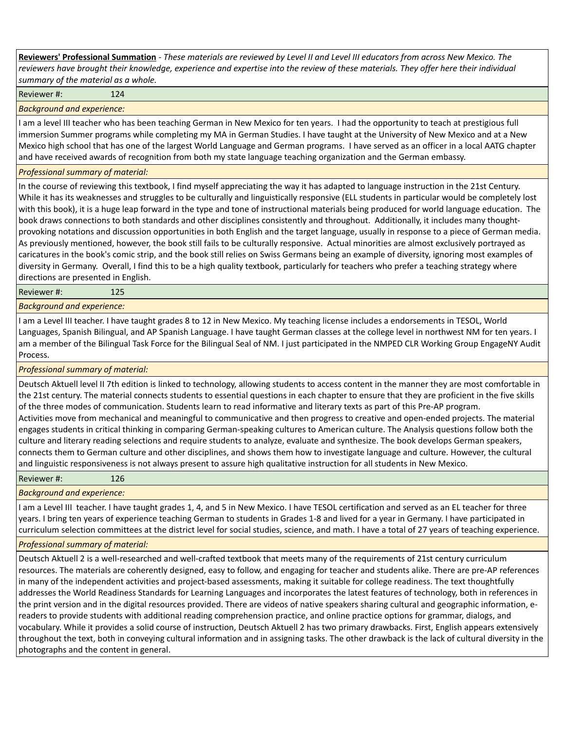**Reviewers' Professional Summation** - *These materials are reviewed by Level II and Level III educators from across New Mexico. The reviewers have brought their knowledge, experience and expertise into the review of these materials. They offer here their individual summary of the material as a whole.*

Reviewer #: 124

*Background and experience:*

I am a level III teacher who has been teaching German in New Mexico for ten years. I had the opportunity to teach at prestigious full immersion Summer programs while completing my MA in German Studies. I have taught at the University of New Mexico and at a New Mexico high school that has one of the largest World Language and German programs. I have served as an officer in a local AATG chapter and have received awards of recognition from both my state language teaching organization and the German embassy.

*Professional summary of material:*

In the course of reviewing this textbook, I find myself appreciating the way it has adapted to language instruction in the 21st Century. While it has its weaknesses and struggles to be culturally and linguistically responsive (ELL students in particular would be completely lost with this book), it is a huge leap forward in the type and tone of instructional materials being produced for world language education. The book draws connections to both standards and other disciplines consistently and throughout. Additionally, it includes many thought-provoking notations and discussion opportunities in both English and the target language, usually in response to a piece of German media. As previously mentioned, however, the book still fails to be culturally responsive. Actual minorities are almost exclusively portrayed as caricatures in the book's comic strip, and the book still relies on Swiss Germans being an example of diversity, ignoring most examples of diversity in Germany. Overall, I find this to be a high quality textbook, particularly for teachers who prefer a teaching strategy where directions are presented in English.

Reviewer #: 125

*Background and experience:*

I am a Level III teacher. I have taught grades 8 to 12 in New Mexico. My teaching license includes a endorsements in TESOL, World Languages, Spanish Bilingual, and AP Spanish Language. I have taught German classes at the college level in northwest NM for ten years. I am a member of the Bilingual Task Force for the Bilingual Seal of NM. I just participated in the NMPED CLR Working Group EngageNY Audit Process.

*Professional summary of material:*

Deutsch Aktuell level II 7th edition is linked to technology, allowing students to access content in the manner they are most comfortable in the 21st century. The material connects students to essential questions in each chapter to ensure that they are proficient in the five skills of the three modes of communication. Students learn to read informative and literary texts as part of this Pre-AP program.
Activities move from mechanical and meaningful to communicative and then progress to creative and open-ended projects. The material engages students in critical thinking in comparing German-speaking cultures to American culture. The Analysis questions follow both the culture and literary reading selections and require students to analyze, evaluate and synthesize. The book develops German speakers, connects them to German culture and other disciplines, and shows them how to investigate language and culture. However, the cultural and linguistic responsiveness is not always present to assure high qualitative instruction for all students in New Mexico.

Reviewer #: 126

*Background and experience:*

I am a Level III teacher. I have taught grades 1, 4, and 5 in New Mexico. I have TESOL certification and served as an EL teacher for three years. I bring ten years of experience teaching German to students in Grades 1-8 and lived for a year in Germany. I have participated in curriculum selection committees at the district level for social studies, science, and math. I have a total of 27 years of teaching experience.

*Professional summary of material:*

Deutsch Aktuell 2 is a well-researched and well-crafted textbook that meets many of the requirements of 21st century curriculum resources. The materials are coherently designed, easy to follow, and engaging for teacher and students alike. There are pre-AP references in many of the independent activities and project-based assessments, making it suitable for college readiness. The text thoughtfully addresses the World Readiness Standards for Learning Languages and incorporates the latest features of technology, both in references in the print version and in the digital resources provided. There are videos of native speakers sharing cultural and geographic information, e-readers to provide students with additional reading comprehension practice, and online practice options for grammar, dialogs, and vocabulary. While it provides a solid course of instruction, Deutsch Aktuell 2 has two primary drawbacks. First, English appears extensively throughout the text, both in conveying cultural information and in assigning tasks. The other drawback is the lack of cultural diversity in the photographs and the content in general.